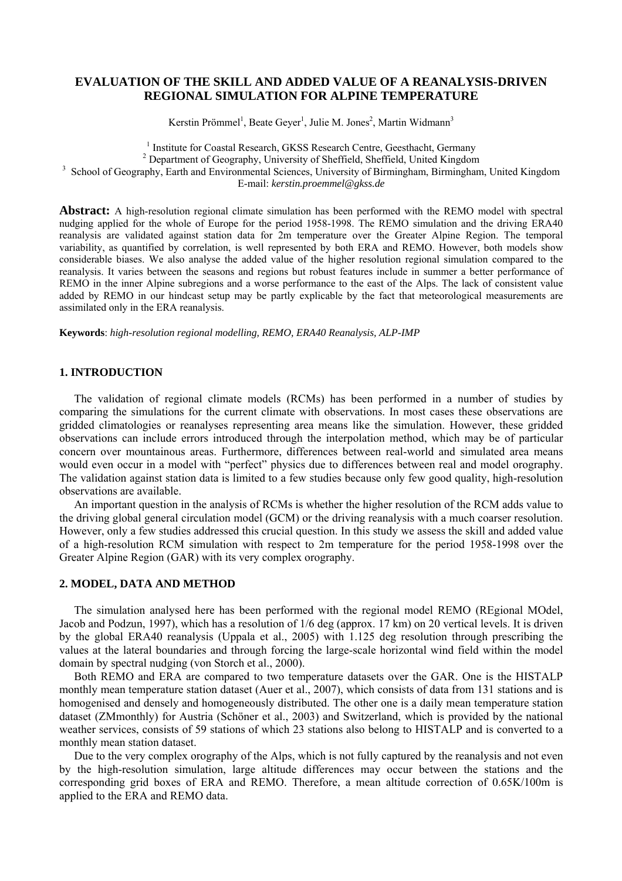# EVALUATION OF THE SKILL AND ADDED VALUE OF A REANALYSIS-DRIVEN REGIONAL SIMULATION FOR ALPINE TEMPERATURE

Kerstin Prömmel[1], Beate Geyer[1], Julie M. Jones[2], Martin Widmann[3]

[1] Institute for Coastal Research, GKSS Research Centre, Geesthacht, Germany
[2] Department of Geography, University of Sheffield, Sheffield, United Kingdom
[3] School of Geography, Earth and Environmental Sciences, University of Birmingham, Birmingham, United Kingdom
E-mail: *kerstin.proemmel@gkss.de*

**Abstract:** A high-resolution regional climate simulation has been performed with the REMO model with spectral nudging applied for the whole of Europe for the period 1958-1998. The REMO simulation and the driving ERA40 reanalysis are validated against station data for 2m temperature over the Greater Alpine Region. The temporal variability, as quantified by correlation, is well represented by both ERA and REMO. However, both models show considerable biases. We also analyse the added value of the higher resolution regional simulation compared to the reanalysis. It varies between the seasons and regions but robust features include in summer a better performance of REMO in the inner Alpine subregions and a worse performance to the east of the Alps. The lack of consistent value added by REMO in our hindcast setup may be partly explicable by the fact that meteorological measurements are assimilated only in the ERA reanalysis.

**Keywords**: *high-resolution regional modelling, REMO, ERA40 Reanalysis, ALP-IMP*

## 1. INTRODUCTION

The validation of regional climate models (RCMs) has been performed in a number of studies by comparing the simulations for the current climate with observations. In most cases these observations are gridded climatologies or reanalyses representing area means like the simulation. However, these gridded observations can include errors introduced through the interpolation method, which may be of particular concern over mountainous areas. Furthermore, differences between real-world and simulated area means would even occur in a model with "perfect" physics due to differences between real and model orography. The validation against station data is limited to a few studies because only few good quality, high-resolution observations are available.

An important question in the analysis of RCMs is whether the higher resolution of the RCM adds value to the driving global general circulation model (GCM) or the driving reanalysis with a much coarser resolution. However, only a few studies addressed this crucial question. In this study we assess the skill and added value of a high-resolution RCM simulation with respect to 2m temperature for the period 1958-1998 over the Greater Alpine Region (GAR) with its very complex orography.

## 2. MODEL, DATA AND METHOD

The simulation analysed here has been performed with the regional model REMO (REgional MOdel, Jacob and Podzun, 1997), which has a resolution of 1/6 deg (approx. 17 km) on 20 vertical levels. It is driven by the global ERA40 reanalysis (Uppala et al., 2005) with 1.125 deg resolution through prescribing the values at the lateral boundaries and through forcing the large-scale horizontal wind field within the model domain by spectral nudging (von Storch et al., 2000).

Both REMO and ERA are compared to two temperature datasets over the GAR. One is the HISTALP monthly mean temperature station dataset (Auer et al., 2007), which consists of data from 131 stations and is homogenised and densely and homogeneously distributed. The other one is a daily mean temperature station dataset (ZMmonthly) for Austria (Schöner et al., 2003) and Switzerland, which is provided by the national weather services, consists of 59 stations of which 23 stations also belong to HISTALP and is converted to a monthly mean station dataset.

Due to the very complex orography of the Alps, which is not fully captured by the reanalysis and not even by the high-resolution simulation, large altitude differences may occur between the stations and the corresponding grid boxes of ERA and REMO. Therefore, a mean altitude correction of 0.65K/100m is applied to the ERA and REMO data.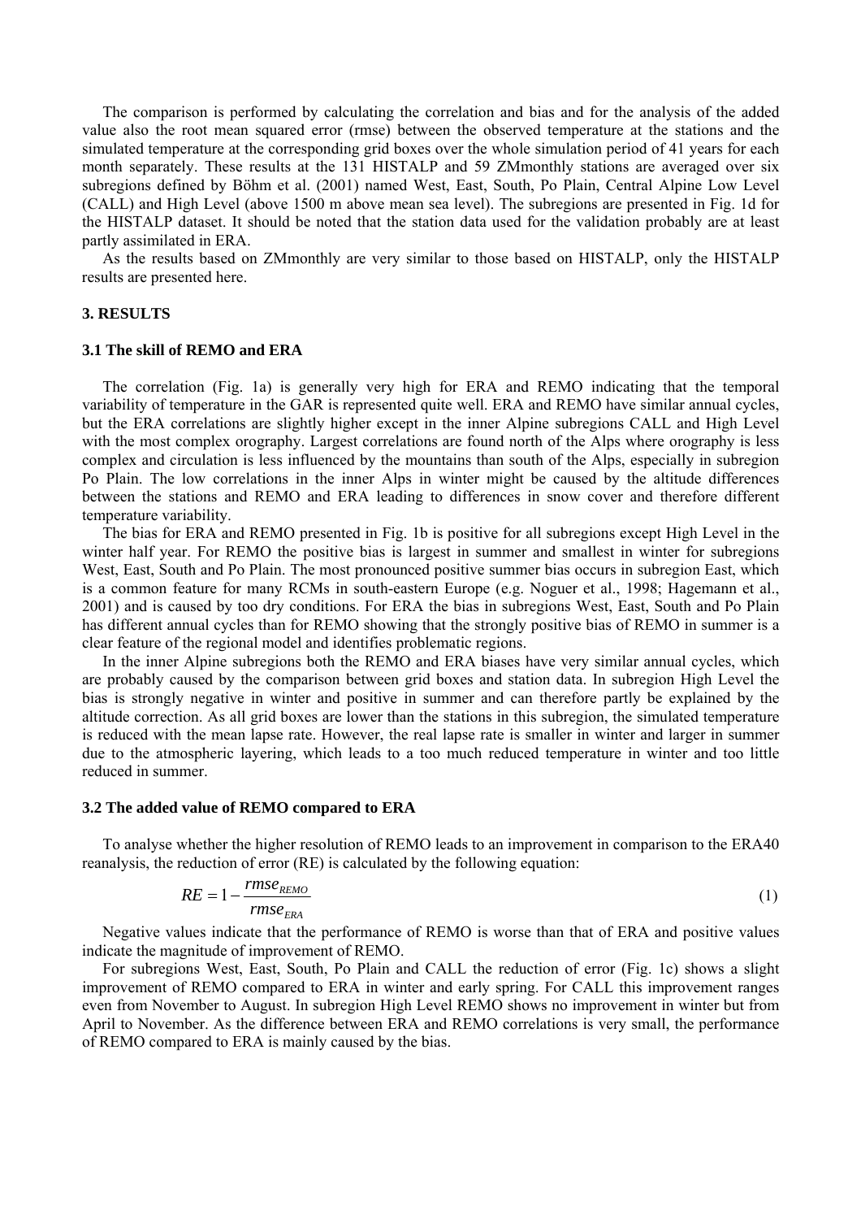The comparison is performed by calculating the correlation and bias and for the analysis of the added value also the root mean squared error (rmse) between the observed temperature at the stations and the simulated temperature at the corresponding grid boxes over the whole simulation period of 41 years for each month separately. These results at the 131 HISTALP and 59 ZMmonthly stations are averaged over six subregions defined by Böhm et al. (2001) named West, East, South, Po Plain, Central Alpine Low Level (CALL) and High Level (above 1500 m above mean sea level). The subregions are presented in Fig. 1d for the HISTALP dataset. It should be noted that the station data used for the validation probably are at least partly assimilated in ERA.

As the results based on ZMmonthly are very similar to those based on HISTALP, only the HISTALP results are presented here.

## 3. RESULTS

### 3.1 The skill of REMO and ERA

The correlation (Fig. 1a) is generally very high for ERA and REMO indicating that the temporal variability of temperature in the GAR is represented quite well. ERA and REMO have similar annual cycles, but the ERA correlations are slightly higher except in the inner Alpine subregions CALL and High Level with the most complex orography. Largest correlations are found north of the Alps where orography is less complex and circulation is less influenced by the mountains than south of the Alps, especially in subregion Po Plain. The low correlations in the inner Alps in winter might be caused by the altitude differences between the stations and REMO and ERA leading to differences in snow cover and therefore different temperature variability.

The bias for ERA and REMO presented in Fig. 1b is positive for all subregions except High Level in the winter half year. For REMO the positive bias is largest in summer and smallest in winter for subregions West, East, South and Po Plain. The most pronounced positive summer bias occurs in subregion East, which is a common feature for many RCMs in south-eastern Europe (e.g. Noguer et al., 1998; Hagemann et al., 2001) and is caused by too dry conditions. For ERA the bias in subregions West, East, South and Po Plain has different annual cycles than for REMO showing that the strongly positive bias of REMO in summer is a clear feature of the regional model and identifies problematic regions.

In the inner Alpine subregions both the REMO and ERA biases have very similar annual cycles, which are probably caused by the comparison between grid boxes and station data. In subregion High Level the bias is strongly negative in winter and positive in summer and can therefore partly be explained by the altitude correction. As all grid boxes are lower than the stations in this subregion, the simulated temperature is reduced with the mean lapse rate. However, the real lapse rate is smaller in winter and larger in summer due to the atmospheric layering, which leads to a too much reduced temperature in winter and too little reduced in summer.

### 3.2 The added value of REMO compared to ERA

To analyse whether the higher resolution of REMO leads to an improvement in comparison to the ERA40 reanalysis, the reduction of error (RE) is calculated by the following equation:

$$RE = 1 - \frac{rmse_{REMO}}{rmse_{ERA}} \tag{1}$$

Negative values indicate that the performance of REMO is worse than that of ERA and positive values indicate the magnitude of improvement of REMO.

For subregions West, East, South, Po Plain and CALL the reduction of error (Fig. 1c) shows a slight improvement of REMO compared to ERA in winter and early spring. For CALL this improvement ranges even from November to August. In subregion High Level REMO shows no improvement in winter but from April to November. As the difference between ERA and REMO correlations is very small, the performance of REMO compared to ERA is mainly caused by the bias.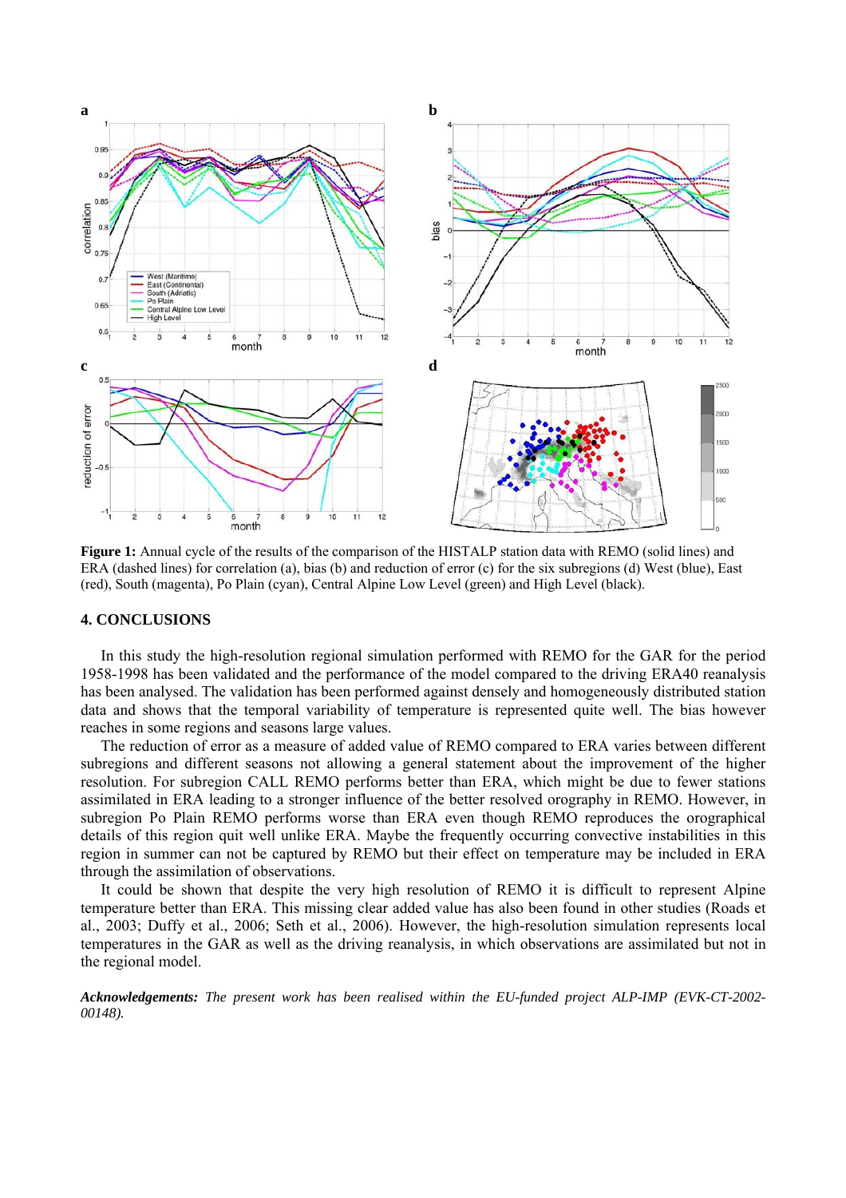**Figure 1:** Annual cycle of the results of the comparison of the HISTALP station data with REMO (solid lines) and ERA (dashed lines) for correlation (a), bias (b) and reduction of error (c) for the six subregions (d) West (blue), East (red), South (magenta), Po Plain (cyan), Central Alpine Low Level (green) and High Level (black).

## 4. CONCLUSIONS

In this study the high-resolution regional simulation performed with REMO for the GAR for the period 1958-1998 has been validated and the performance of the model compared to the driving ERA40 reanalysis has been analysed. The validation has been performed against densely and homogeneously distributed station data and shows that the temporal variability of temperature is represented quite well. The bias however reaches in some regions and seasons large values.

The reduction of error as a measure of added value of REMO compared to ERA varies between different subregions and different seasons not allowing a general statement about the improvement of the higher resolution. For subregion CALL REMO performs better than ERA, which might be due to fewer stations assimilated in ERA leading to a stronger influence of the better resolved orography in REMO. However, in subregion Po Plain REMO performs worse than ERA even though REMO reproduces the orographical details of this region quit well unlike ERA. Maybe the frequently occurring convective instabilities in this region in summer can not be captured by REMO but their effect on temperature may be included in ERA through the assimilation of observations.

It could be shown that despite the very high resolution of REMO it is difficult to represent Alpine temperature better than ERA. This missing clear added value has also been found in other studies (Roads et al., 2003; Duffy et al., 2006; Seth et al., 2006). However, the high-resolution simulation represents local temperatures in the GAR as well as the driving reanalysis, in which observations are assimilated but not in the regional model.

***Acknowledgements:*** *The present work has been realised within the EU-funded project ALP-IMP (EVK-CT-2002-00148).*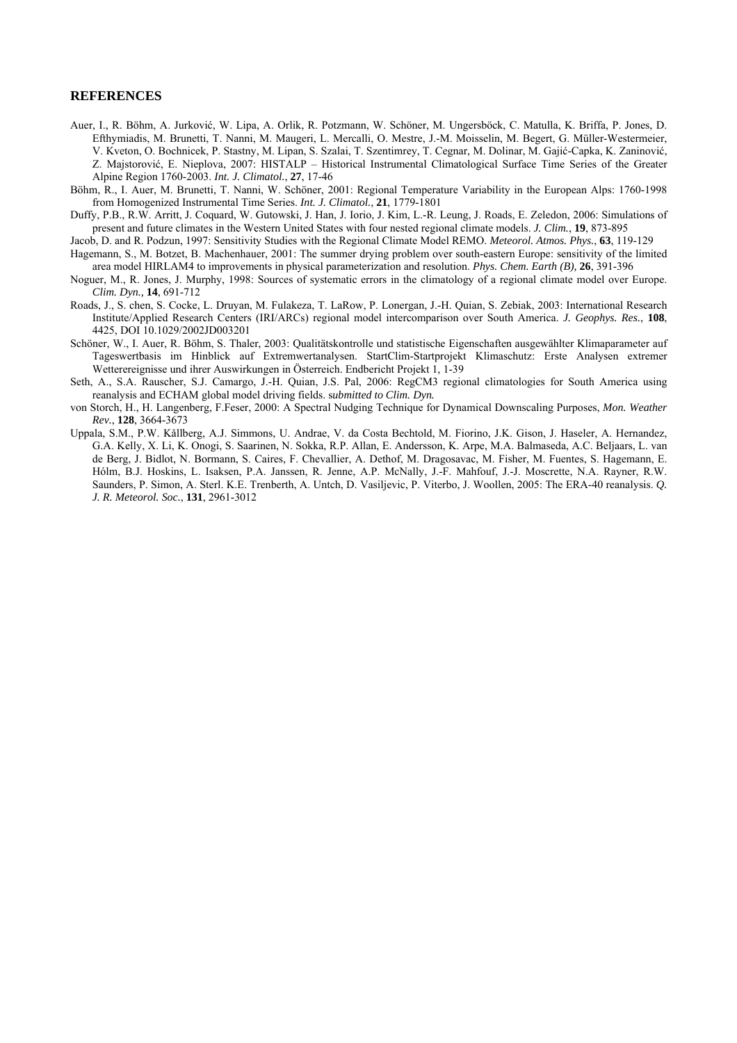## REFERENCES

Auer, I., R. Böhm, A. Jurković, W. Lipa, A. Orlik, R. Potzmann, W. Schöner, M. Ungersböck, C. Matulla, K. Briffa, P. Jones, D. Efthymiadis, M. Brunetti, T. Nanni, M. Maugeri, L. Mercalli, O. Mestre, J.-M. Moisselin, M. Begert, G. Müller-Westermeier, V. Kveton, O. Bochnicek, P. Stastny, M. Lipan, S. Szalai, T. Szentimrey, T. Cegnar, M. Dolinar, M. Gajić-Capka, K. Zaninović, Z. Majstorović, E. Nieplova, 2007: HISTALP – Historical Instrumental Climatological Surface Time Series of the Greater Alpine Region 1760-2003. *Int. J. Climatol.*, **27**, 17-46

Böhm, R., I. Auer, M. Brunetti, T. Nanni, W. Schöner, 2001: Regional Temperature Variability in the European Alps: 1760-1998 from Homogenized Instrumental Time Series. *Int. J. Climatol.*, **21**, 1779-1801

Duffy, P.B., R.W. Arritt, J. Coquard, W. Gutowski, J. Han, J. Iorio, J. Kim, L.-R. Leung, J. Roads, E. Zeledon, 2006: Simulations of present and future climates in the Western United States with four nested regional climate models. *J. Clim.*, **19**, 873-895

Jacob, D. and R. Podzun, 1997: Sensitivity Studies with the Regional Climate Model REMO. *Meteorol. Atmos. Phys.*, **63**, 119-129

Hagemann, S., M. Botzet, B. Machenhauer, 2001: The summer drying problem over south-eastern Europe: sensitivity of the limited area model HIRLAM4 to improvements in physical parameterization and resolution. *Phys. Chem. Earth (B)*, **26**, 391-396

Noguer, M., R. Jones, J. Murphy, 1998: Sources of systematic errors in the climatology of a regional climate model over Europe. *Clim. Dyn.,* **14**, 691-712

Roads, J., S. chen, S. Cocke, L. Druyan, M. Fulakeza, T. LaRow, P. Lonergan, J.-H. Quian, S. Zebiak, 2003: International Research Institute/Applied Research Centers (IRI/ARCs) regional model intercomparison over South America. *J. Geophys. Res.*, **108**, 4425, DOI 10.1029/2002JD003201

Schöner, W., I. Auer, R. Böhm, S. Thaler, 2003: Qualitätskontrolle und statistische Eigenschaften ausgewählter Klimaparameter auf Tageswertbasis im Hinblick auf Extremwertanalysen. StartClim-Startprojekt Klimaschutz: Erste Analysen extremer Wetterereignisse und ihrer Auswirkungen in Österreich. Endbericht Projekt 1, 1-39

Seth, A., S.A. Rauscher, S.J. Camargo, J.-H. Quian, J.S. Pal, 2006: RegCM3 regional climatologies for South America using reanalysis and ECHAM global model driving fields. *submitted to Clim. Dyn.*

von Storch, H., H. Langenberg, F.Feser, 2000: A Spectral Nudging Technique for Dynamical Downscaling Purposes, *Mon. Weather Rev.*, **128**, 3664-3673

Uppala, S.M., P.W. Kållberg, A.J. Simmons, U. Andrae, V. da Costa Bechtold, M. Fiorino, J.K. Gison, J. Haseler, A. Hernandez, G.A. Kelly, X. Li, K. Onogi, S. Saarinen, N. Sokka, R.P. Allan, E. Andersson, K. Arpe, M.A. Balmaseda, A.C. Beljaars, L. van de Berg, J. Bidlot, N. Bormann, S. Caires, F. Chevallier, A. Dethof, M. Dragosavac, M. Fisher, M. Fuentes, S. Hagemann, E. Hólm, B.J. Hoskins, L. Isaksen, P.A. Janssen, R. Jenne, A.P. McNally, J.-F. Mahfouf, J.-J. Moscrette, N.A. Rayner, R.W. Saunders, P. Simon, A. Sterl. K.E. Trenberth, A. Untch, D. Vasiljevic, P. Viterbo, J. Woollen, 2005: The ERA-40 reanalysis. *Q. J. R. Meteorol. Soc.*, **131**, 2961-3012